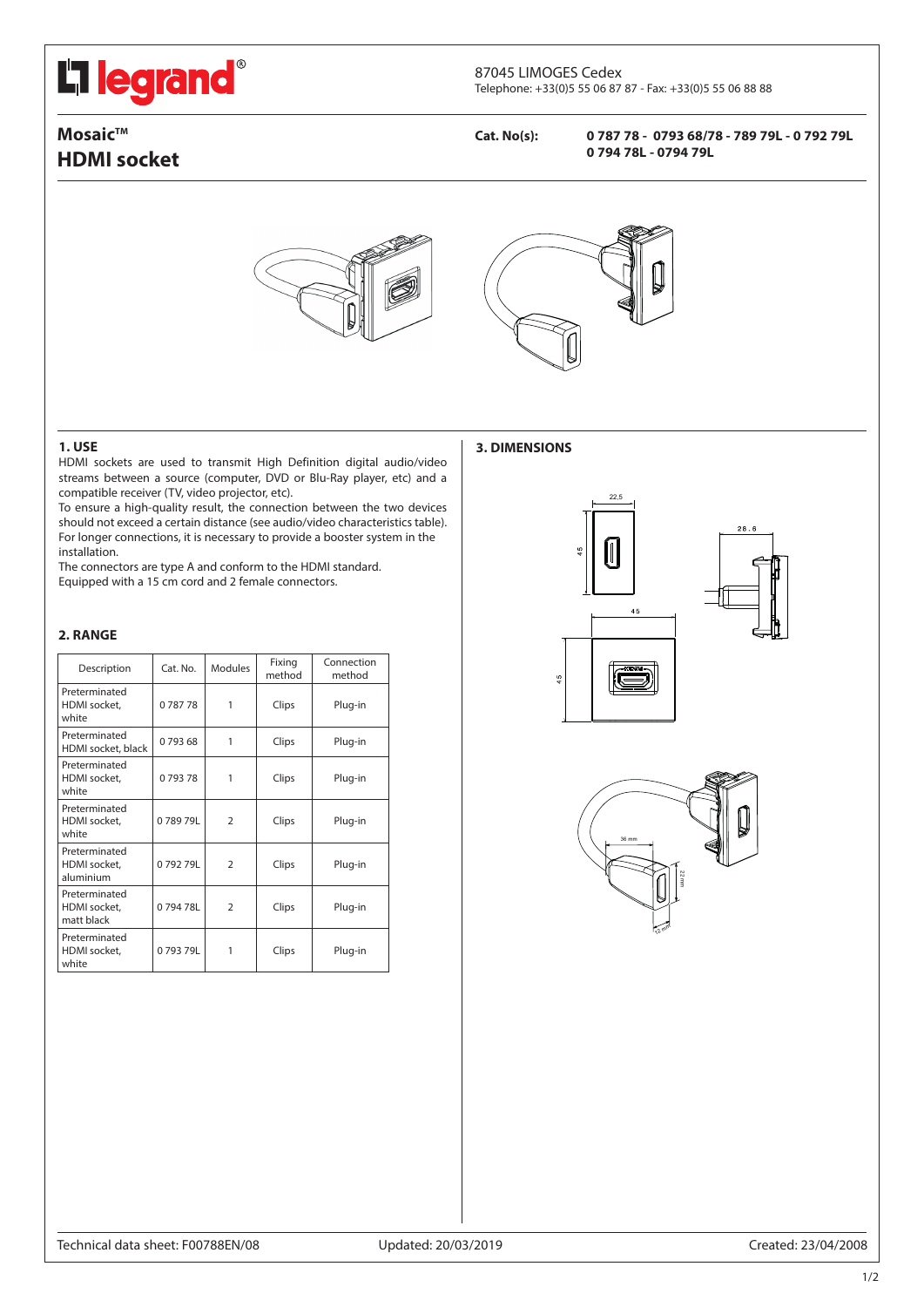87045 LIMOGES Cedex
Telephone: +33(0)5 55 06 87 87 - Fax: +33(0)5 55 06 88 88

# Mosaic™
# HDMI socket

**Cat. No(s):** **0 787 78 - 0793 68/78 - 789 79L - 0 792 79L 0 794 78L - 0794 79L**

## 1. USE

HDMI sockets are used to transmit High Definition digital audio/video streams between a source (computer, DVD or Blu-Ray player, etc) and a compatible receiver (TV, video projector, etc).

To ensure a high-quality result, the connection between the two devices should not exceed a certain distance (see audio/video characteristics table). For longer connections, it is necessary to provide a booster system in the installation.

The connectors are type A and conform to the HDMI standard.

Equipped with a 15 cm cord and 2 female connectors.

## 2. RANGE

| Description | Cat. No. | Modules | Fixing method | Connection method |
|---|---|---|---|---|
| Preterminated HDMI socket, white | 0 787 78 | 1 | Clips | Plug-in |
| Preterminated HDMI socket, black | 0 793 68 | 1 | Clips | Plug-in |
| Preterminated HDMI socket, white | 0 793 78 | 1 | Clips | Plug-in |
| Preterminated HDMI socket, white | 0 789 79L | 2 | Clips | Plug-in |
| Preterminated HDMI socket, aluminium | 0 792 79L | 2 | Clips | Plug-in |
| Preterminated HDMI socket, matt black | 0 794 78L | 2 | Clips | Plug-in |
| Preterminated HDMI socket, white | 0 793 79L | 1 | Clips | Plug-in |

## 3. DIMENSIONS

Technical data sheet: F00788EN/08 Updated: 20/03/2019 Created: 23/04/2008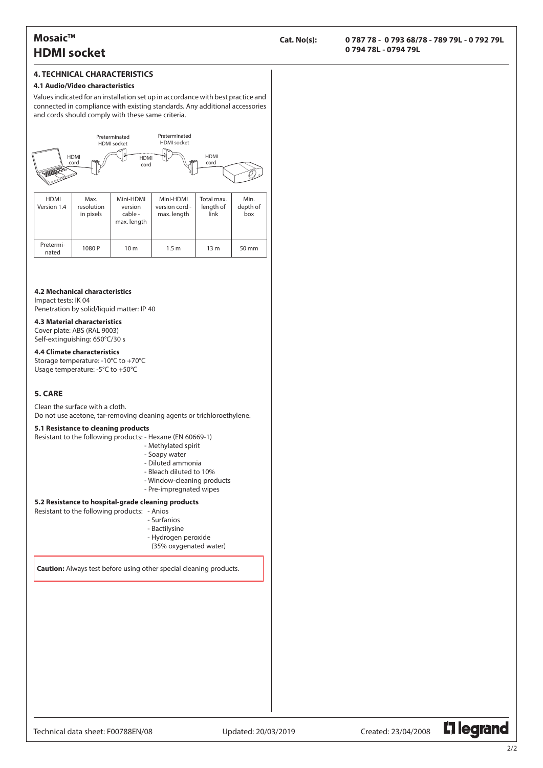# Mosaic™ HDMI socket

**Cat. No(s): 0 787 78 - 0 793 68/78 - 789 79L - 0 792 79L 0 794 78L - 0794 79L**

## 4. TECHNICAL CHARACTERISTICS

### 4.1 Audio/Video characteristics

Values indicated for an installation set up in accordance with best practice and connected in compliance with existing standards. Any additional accessories and cords should comply with these same criteria.

Preterminated HDMI socket
Preterminated HDMI socket
HDMI cord
HDMI cord
HDMI cord

| HDMI Version 1.4 | Max. resolution in pixels | Mini-HDMI version cable - max. length | Mini-HDMI version cord - max. length | Total max. length of link | Min. depth of box |
|---|---|---|---|---|---|
| Preterminated | 1080 P | 10 m | 1.5 m | 13 m | 50 mm |

### 4.2 Mechanical characteristics

Impact tests: IK 04
Penetration by solid/liquid matter: IP 40

### 4.3 Material characteristics

Cover plate: ABS (RAL 9003)
Self-extinguishing: 650°C/30 s

### 4.4 Climate characteristics

Storage temperature: -10°C to +70°C
Usage temperature: -5°C to +50°C

## 5. CARE

Clean the surface with a cloth.
Do not use acetone, tar-removing cleaning agents or trichloroethylene.

### 5.1 Resistance to cleaning products

Resistant to the following products:
- Hexane (EN 60669-1)
- Methylated spirit
- Soapy water
- Diluted ammonia
- Bleach diluted to 10%
- Window-cleaning products
- Pre-impregnated wipes

### 5.2 Resistance to hospital-grade cleaning products

Resistant to the following products:
- Anios
- Surfanios
- Bactilysine
- Hydrogen peroxide (35% oxygenated water)

**Caution:** Always test before using other special cleaning products.

Technical data sheet: F00788EN/08 Updated: 20/03/2019 Created: 23/04/2008